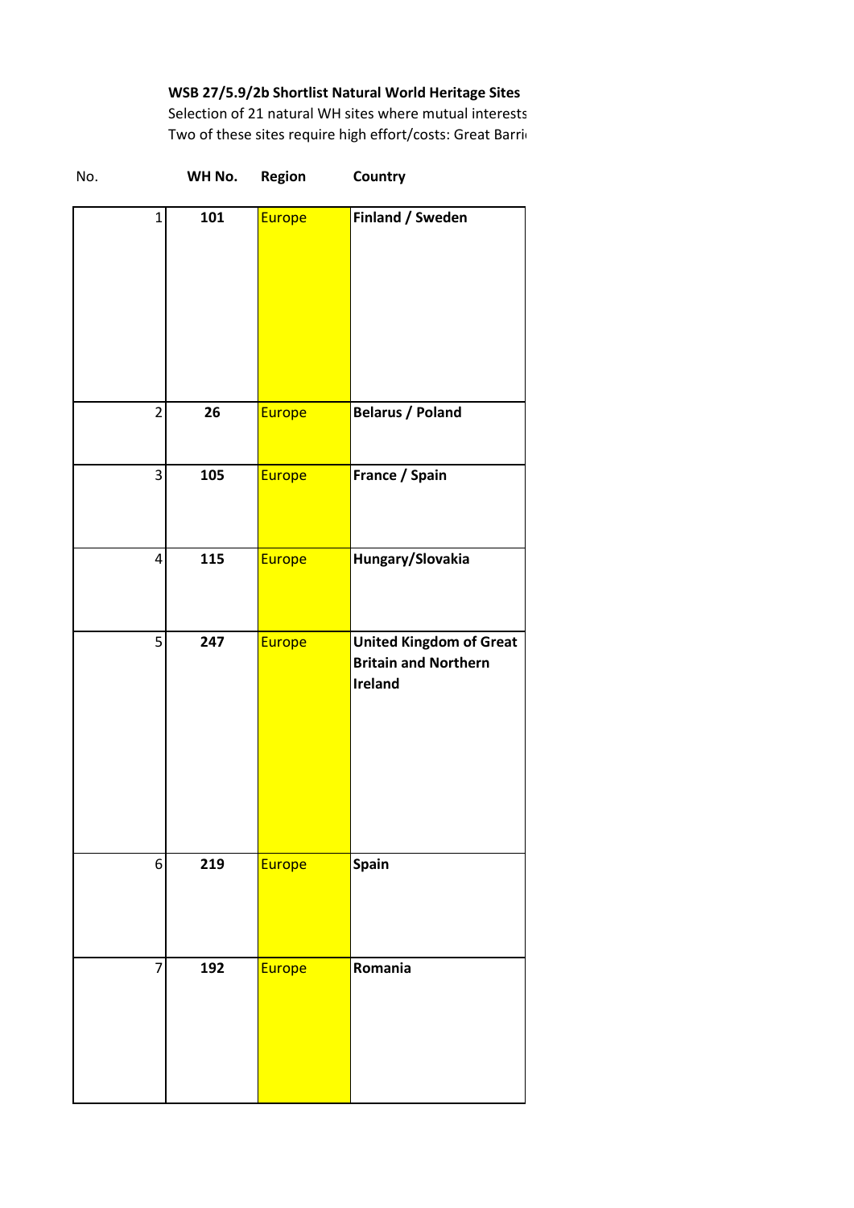**WSB 27/5.9/2b Shortlist Natural World Heritage Sites**

Selection of 21 natural WH sites where mutual interests

Two of these sites require high effort/costs: Great Barri

| No. | WH No. | Region | Country |
|---|---|---|---|
| 1 | **101** | Europe | **Finland / Sweden** |
| 2 | **26** | Europe | **Belarus / Poland** |
| 3 | **105** | Europe | **France / Spain** |
| 4 | **115** | Europe | **Hungary/Slovakia** |
| 5 | **247** | Europe | **United Kingdom of Great Britain and Northern Ireland** |
| 6 | **219** | Europe | **Spain** |
| 7 | **192** | Europe | **Romania** |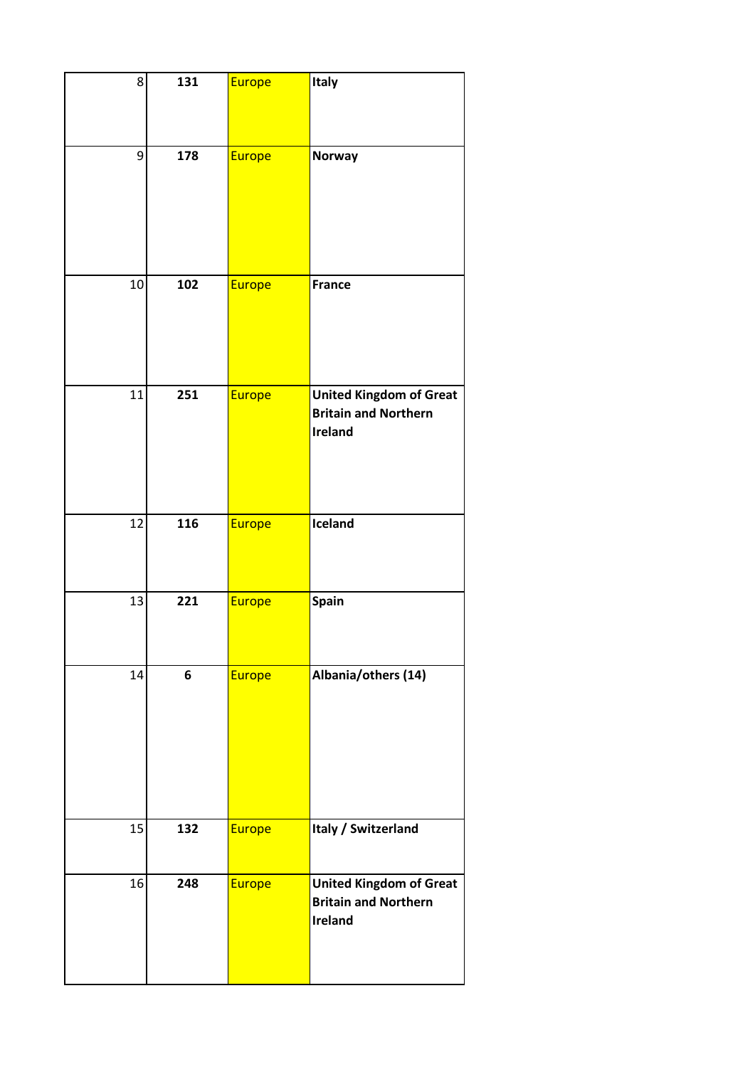| 8 | **131** | Europe | **Italy** |
|---|---|---|---|
| 9 | **178** | Europe | **Norway** |
| 10 | **102** | Europe | **France** |
| 11 | **251** | Europe | **United Kingdom of Great Britain and Northern Ireland** |
| 12 | **116** | Europe | **Iceland** |
| 13 | **221** | Europe | **Spain** |
| 14 | **6** | Europe | **Albania/others (14)** |
| 15 | **132** | Europe | **Italy / Switzerland** |
| 16 | **248** | Europe | **United Kingdom of Great Britain and Northern Ireland** |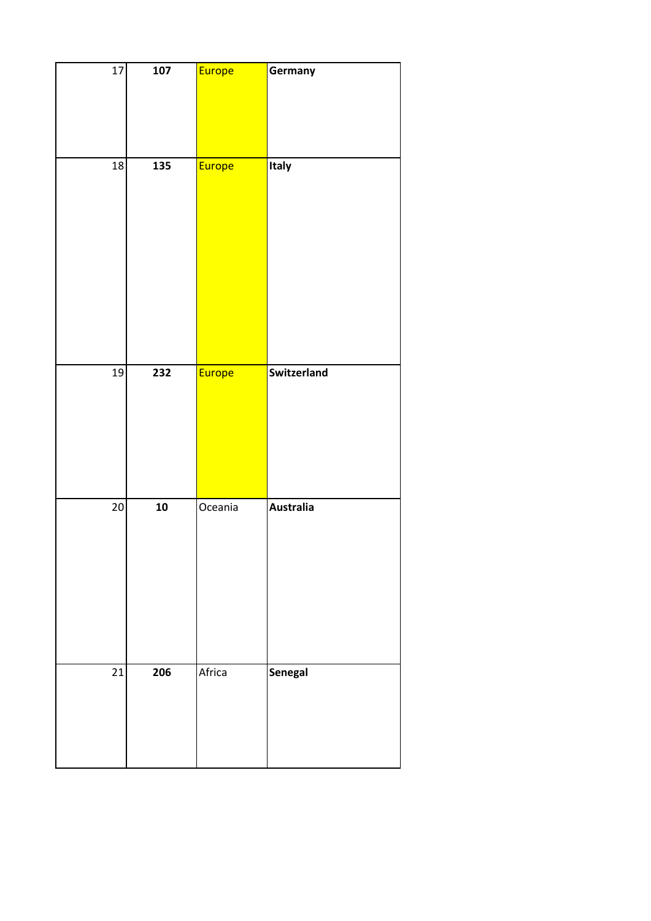| | | | |
|---|---|---|---|
| 17 | **107** | Europe | **Germany** |
| 18 | **135** | Europe | **Italy** |
| 19 | **232** | Europe | **Switzerland** |
| 20 | **10** | Oceania | **Australia** |
| 21 | **206** | Africa | **Senegal** |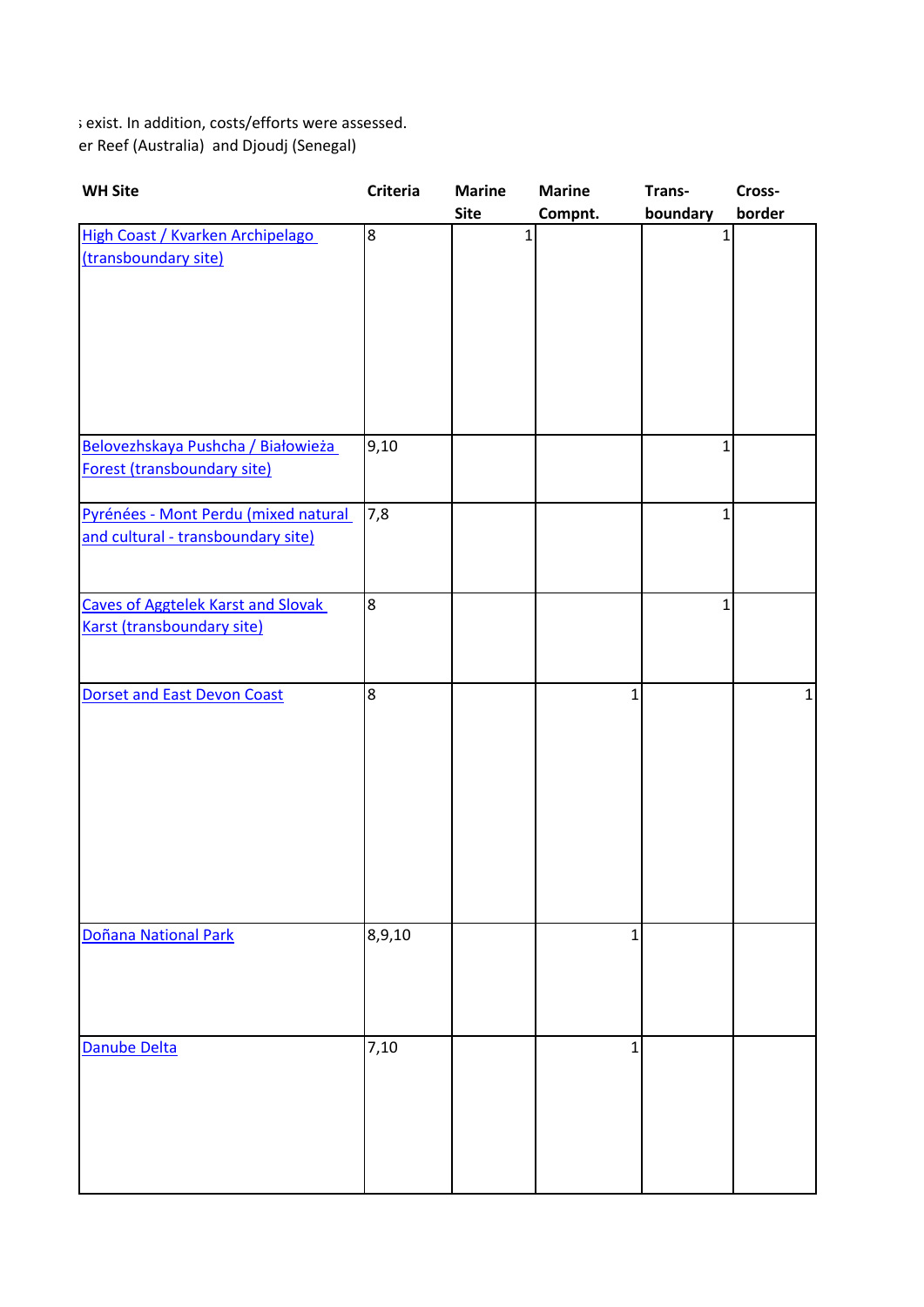s exist. In addition, costs/efforts were assessed.
er Reef (Australia) and Djoudj (Senegal)

| WH Site | Criteria | Marine Site | Marine Compnt. | Trans-boundary | Cross-border |
|---|---|---|---|---|---|
| High Coast / Kvarken Archipelago (transboundary site) | 8 | 1 | | 1 | |
| Belovezhskaya Pushcha / Białowieża Forest (transboundary site) | 9,10 | | | 1 | |
| Pyrénées - Mont Perdu (mixed natural and cultural - transboundary site) | 7,8 | | | 1 | |
| Caves of Aggtelek Karst and Slovak Karst (transboundary site) | 8 | | | 1 | |
| Dorset and East Devon Coast | 8 | | 1 | | 1 |
| Doñana National Park | 8,9,10 | | 1 | | |
| Danube Delta | 7,10 | | 1 | | |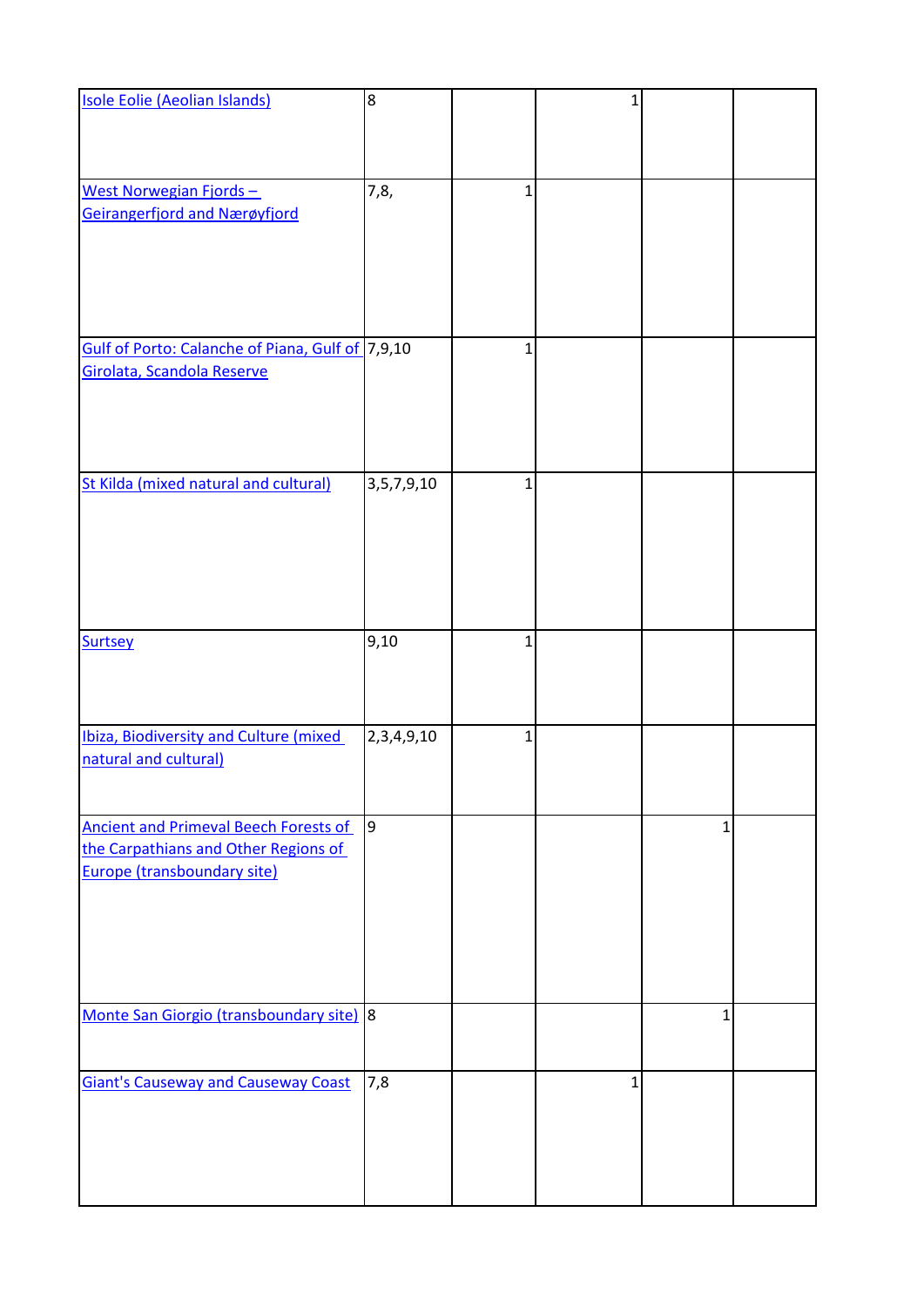| | | | | | |
|---|---|---|---|---|---|
| Isole Eolie (Aeolian Islands) | 8 | | 1 | | |
| West Norwegian Fjords – Geirangerfjord and Nærøyfjord | 7,8, | 1 | | | |
| Gulf of Porto: Calanche of Piana, Gulf of Girolata, Scandola Reserve | 7,9,10 | 1 | | | |
| St Kilda (mixed natural and cultural) | 3,5,7,9,10 | 1 | | | |
| Surtsey | 9,10 | 1 | | | |
| Ibiza, Biodiversity and Culture (mixed natural and cultural) | 2,3,4,9,10 | 1 | | | |
| Ancient and Primeval Beech Forests of the Carpathians and Other Regions of Europe (transboundary site) | 9 | | | 1 | |
| Monte San Giorgio (transboundary site) | 8 | | | 1 | |
| Giant's Causeway and Causeway Coast | 7,8 | | 1 | | |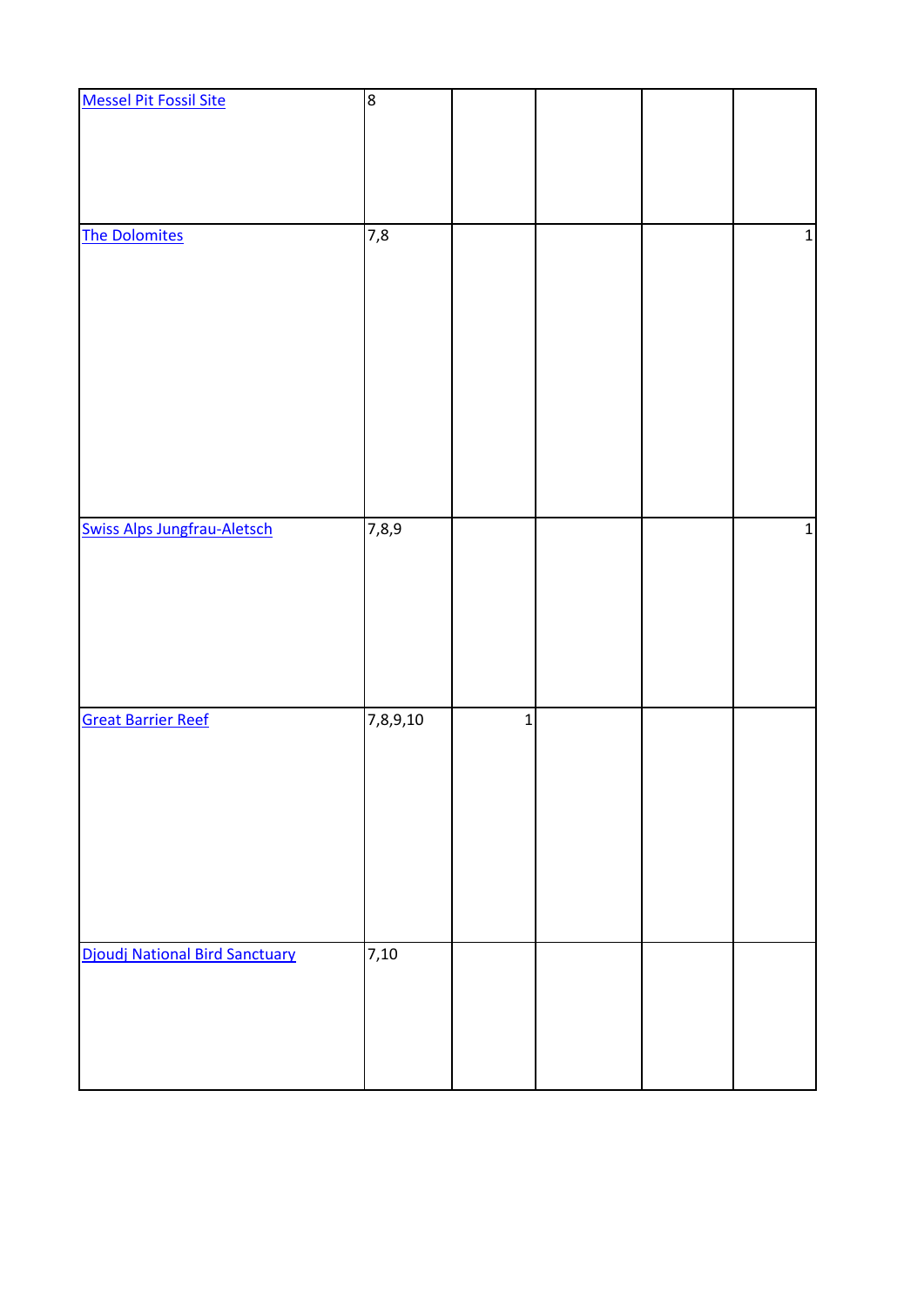| | | | | | |
|---|---|---|---|---|---|
| Messel Pit Fossil Site | 8 | | | | |
| The Dolomites | 7,8 | | | | 1 |
| Swiss Alps Jungfrau-Aletsch | 7,8,9 | | | | 1 |
| Great Barrier Reef | 7,8,9,10 | 1 | | | |
| Djoudj National Bird Sanctuary | 7,10 | | | | |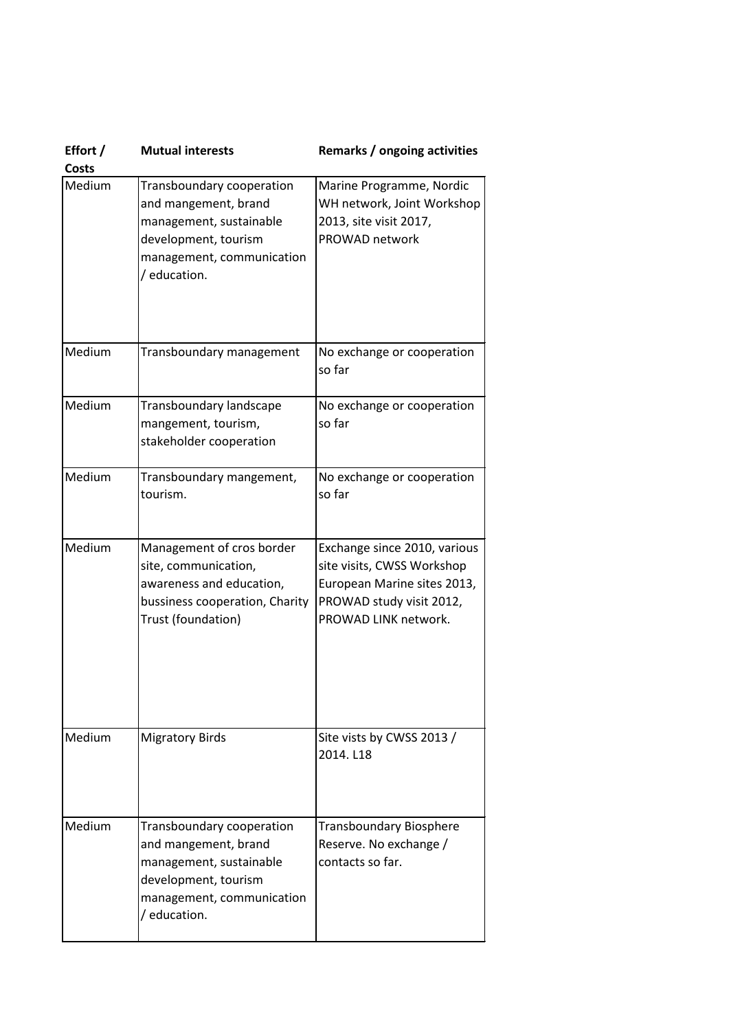| Effort / Costs | Mutual interests | Remarks / ongoing activities |
|---|---|---|
| Medium | Transboundary cooperation and mangement, brand management, sustainable development, tourism management, communication / education. | Marine Programme, Nordic WH network, Joint Workshop 2013, site visit 2017, PROWAD network |
| Medium | Transboundary management | No exchange or cooperation so far |
| Medium | Transboundary landscape mangement, tourism, stakeholder cooperation | No exchange or cooperation so far |
| Medium | Transboundary mangement, tourism. | No exchange or cooperation so far |
| Medium | Management of cros border site, communication, awareness and education, bussiness cooperation, Charity Trust (foundation) | Exchange since 2010, various site visits, CWSS Workshop European Marine sites 2013, PROWAD study visit 2012, PROWAD LINK network. |
| Medium | Migratory Birds | Site vists by CWSS 2013 / 2014. L18 |
| Medium | Transboundary cooperation and mangement, brand management, sustainable development, tourism management, communication / education. | Transboundary Biosphere Reserve. No exchange / contacts so far. |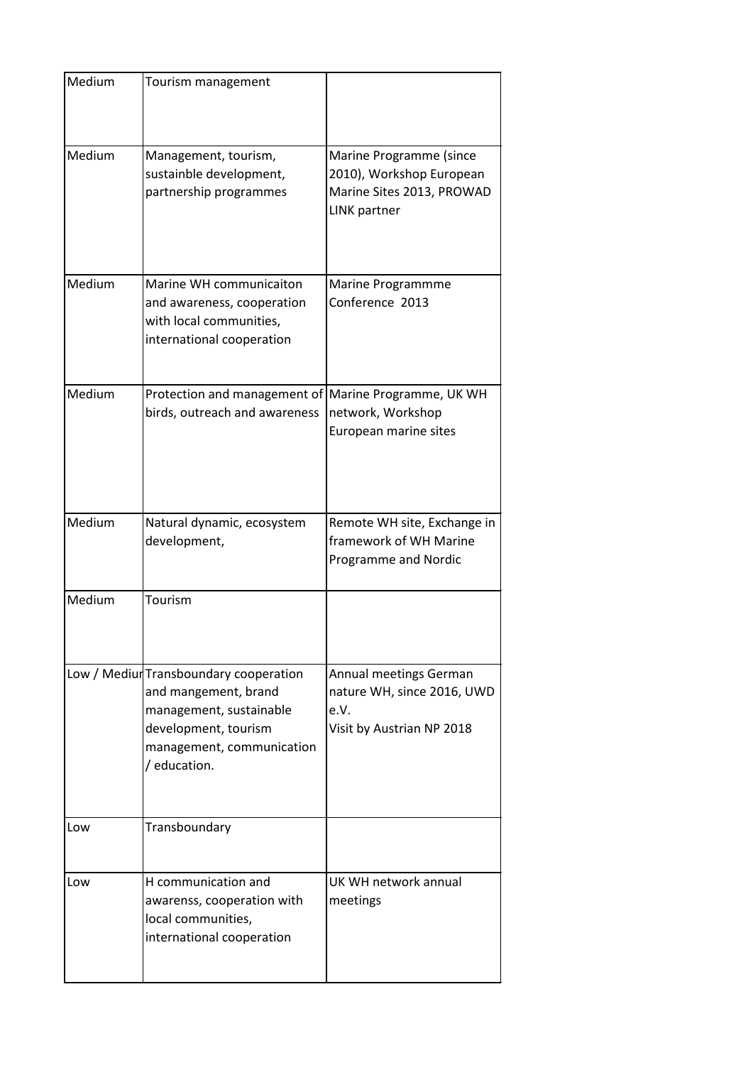| | | |
|---|---|---|
| Medium | Tourism management | |
| Medium | Management, tourism, sustainble development, partnership programmes | Marine Programme (since 2010), Workshop European Marine Sites 2013, PROWAD LINK partner |
| Medium | Marine WH communicaiton and awareness, cooperation with local communities, international cooperation | Marine Programmme Conference 2013 |
| Medium | Protection and management of birds, outreach and awareness | Marine Programme, UK WH network, Workshop European marine sites |
| Medium | Natural dynamic, ecosystem development, | Remote WH site, Exchange in framework of WH Marine Programme and Nordic |
| Medium | Tourism | |
| Low / Mediur | Transboundary cooperation and mangement, brand management, sustainable development, tourism management, communication / education. | Annual meetings German nature WH, since 2016, UWD e.V.<br>Visit by Austrian NP 2018 |
| Low | Transboundary | |
| Low | H communication and awarenss, cooperation with local communities, international cooperation | UK WH network annual meetings |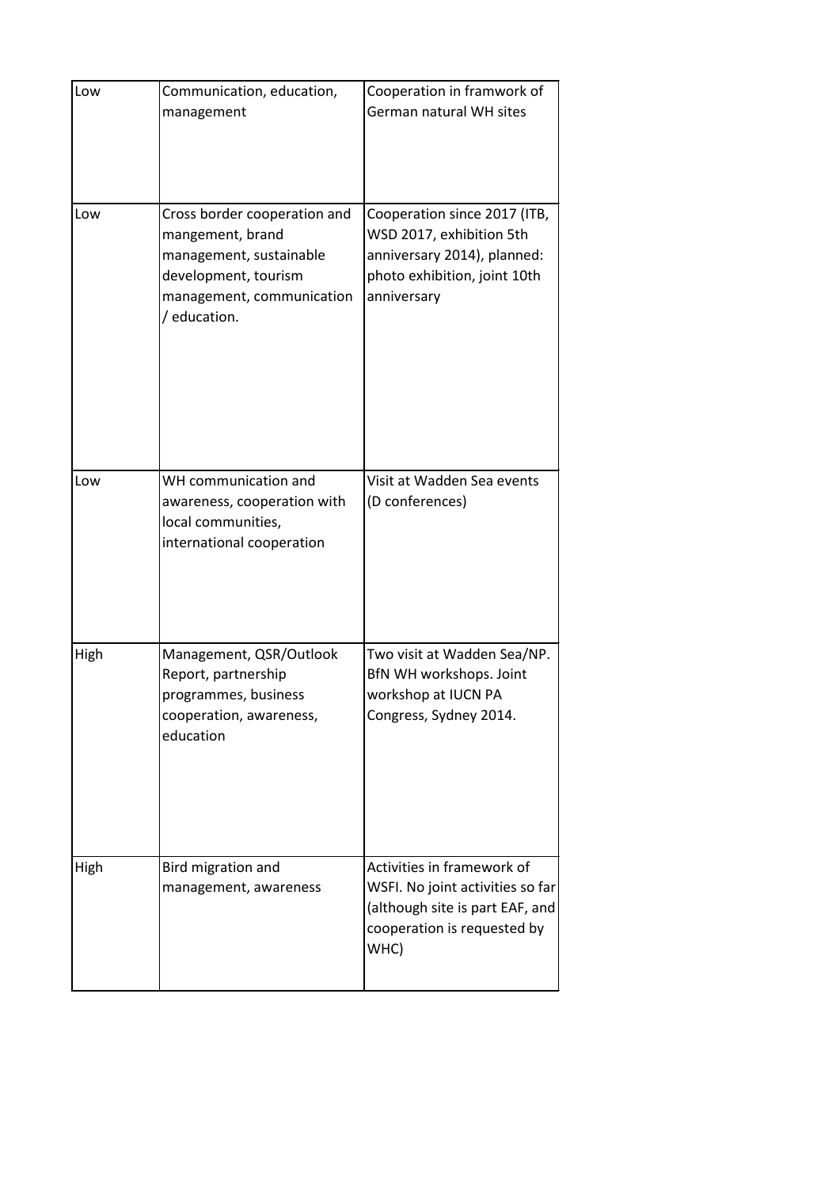| | | |
|---|---|---|
| Low | Communication, education, management | Cooperation in framwork of German natural WH sites |
| Low | Cross border cooperation and mangement, brand management, sustainable development, tourism management, communication / education. | Cooperation since 2017 (ITB, WSD 2017, exhibition 5th anniversary 2014), planned: photo exhibition, joint 10th anniversary |
| Low | WH communication and awareness, cooperation with local communities, international cooperation | Visit at Wadden Sea events (D conferences) |
| High | Management, QSR/Outlook Report, partnership programmes, business cooperation, awareness, education | Two visit at Wadden Sea/NP. BfN WH workshops. Joint workshop at IUCN PA Congress, Sydney 2014. |
| High | Bird migration and management, awareness | Activities in framework of WSFI. No joint activities so far (although site is part EAF, and cooperation is requested by WHC) |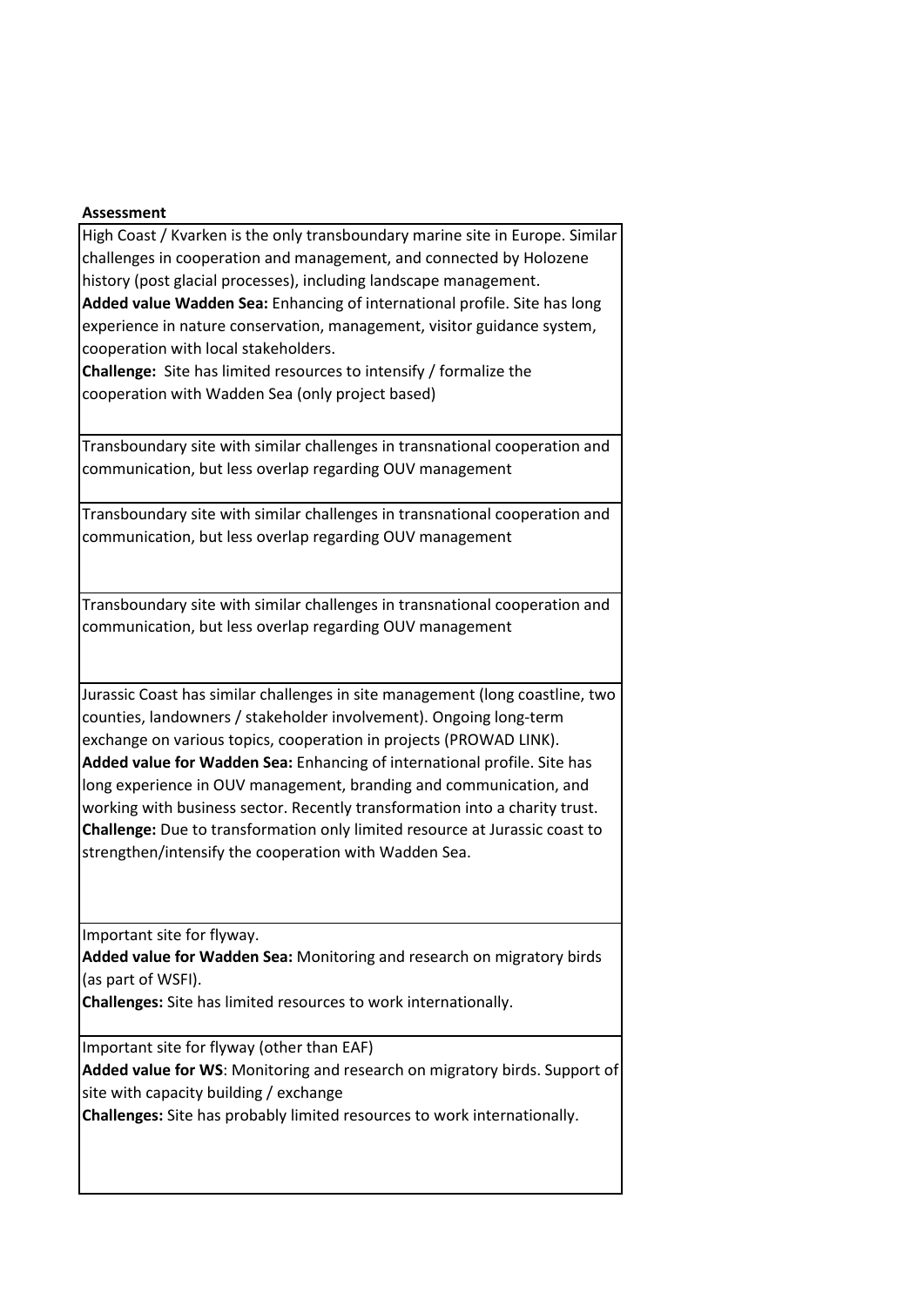| Assessment |
|---|
| High Coast / Kvarken is the only transboundary marine site in Europe. Similar challenges in cooperation and management, and connected by Holozene history (post glacial processes), including landscape management.<br>**Added value Wadden Sea:** Enhancing of international profile. Site has long experience in nature conservation, management, visitor guidance system, cooperation with local stakeholders.<br>**Challenge:** Site has limited resources to intensify / formalize the cooperation with Wadden Sea (only project based) |
| Transboundary site with similar challenges in transnational cooperation and communication, but less overlap regarding OUV management |
| Transboundary site with similar challenges in transnational cooperation and communication, but less overlap regarding OUV management |
| Transboundary site with similar challenges in transnational cooperation and communication, but less overlap regarding OUV management |
| Jurassic Coast has similar challenges in site management (long coastline, two counties, landowners / stakeholder involvement). Ongoing long-term exchange on various topics, cooperation in projects (PROWAD LINK).<br>**Added value for Wadden Sea:** Enhancing of international profile. Site has long experience in OUV management, branding and communication, and working with business sector. Recently transformation into a charity trust.<br>**Challenge:** Due to transformation only limited resource at Jurassic coast to strengthen/intensify the cooperation with Wadden Sea. |
| Important site for flyway.<br>**Added value for Wadden Sea:** Monitoring and research on migratory birds (as part of WSFI).<br>**Challenges:** Site has limited resources to work internationally. |
| Important site for flyway (other than EAF)<br>**Added value for WS**: Monitoring and research on migratory birds. Support of site with capacity building / exchange<br>**Challenges:** Site has probably limited resources to work internationally. |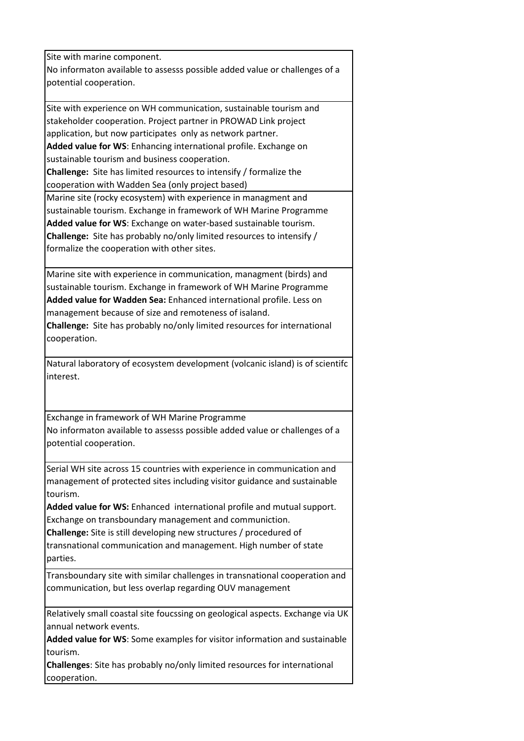| |
|---|
| Site with marine component.<br>No informaton available to assesss possible added value or challenges of a potential cooperation. |
| Site with experience on WH communication, sustainable tourism and stakeholder cooperation. Project partner in PROWAD Link project application, but now participates  only as network partner.<br>**Added value for WS**: Enhancing international profile. Exchange on sustainable tourism and business cooperation.<br>**Challenge:** Site has limited resources to intensify / formalize the cooperation with Wadden Sea (only project based) |
| Marine site (rocky ecosystem) with experience in managment and sustainable tourism. Exchange in framework of WH Marine Programme<br>**Added value for WS**: Exchange on water-based sustainable tourism.<br>**Challenge:** Site has probably no/only limited resources to intensify / formalize the cooperation with other sites. |
| Marine site with experience in communication, managment (birds) and sustainable tourism. Exchange in framework of WH Marine Programme<br>**Added value for Wadden Sea:** Enhanced international profile. Less on management because of size and remoteness of isaland.<br>**Challenge:** Site has probably no/only limited resources for international cooperation. |
| Natural laboratory of ecosystem development (volcanic island) is of scientifc interest. |
| Exchange in framework of WH Marine Programme<br>No informaton available to assesss possible added value or challenges of a potential cooperation. |
| Serial WH site across 15 countries with experience in communication and management of protected sites including visitor guidance and sustainable tourism.<br>**Added value for WS:** Enhanced  international profile and mutual support. Exchange on transboundary management and communiction.<br>**Challenge:** Site is still developing new structures / procedured of transnational communication and management. High number of state parties. |
| Transboundary site with similar challenges in transnational cooperation and communication, but less overlap regarding OUV management |
| Relatively small coastal site foucssing on geological aspects. Exchange via UK annual network events.<br>**Added value for WS**: Some examples for visitor information and sustainable tourism.<br>**Challenges**: Site has probably no/only limited resources for international cooperation. |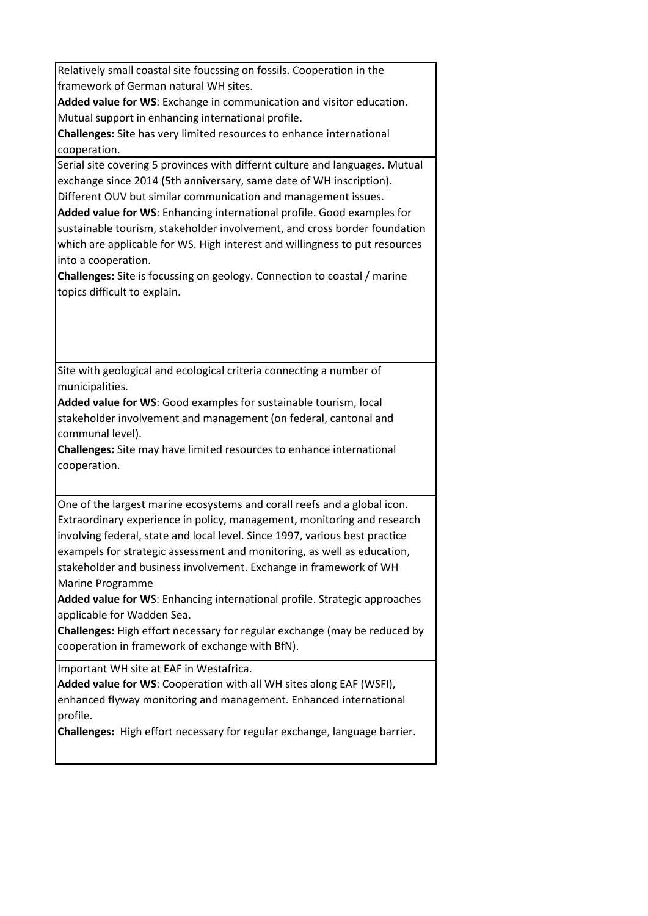| |
|---|
| Relatively small coastal site foucssing on fossils. Cooperation in the framework of German natural WH sites.<br>**Added value for WS**: Exchange in communication and visitor education. Mutual support in enhancing international profile.<br>**Challenges:** Site has very limited resources to enhance international cooperation. |
| Serial site covering 5 provinces with differnt culture and languages. Mutual exchange since 2014 (5th anniversary, same date of WH inscription). Different OUV but similar communication and management issues.<br>**Added value for WS**: Enhancing international profile. Good examples for sustainable tourism, stakeholder involvement, and cross border foundation which are applicable for WS. High interest and willingness to put resources into a cooperation.<br>**Challenges:** Site is focussing on geology. Connection to coastal / marine topics difficult to explain. |
| Site with geological and ecological criteria connecting a number of municipalities.<br>**Added value for WS**: Good examples for sustainable tourism, local stakeholder involvement and management (on federal, cantonal and communal level).<br>**Challenges:** Site may have limited resources to enhance international cooperation. |
| One of the largest marine ecosystems and corall reefs and a global icon. Extraordinary experience in policy, management, monitoring and research involving federal, state and local level. Since 1997, various best practice exampels for strategic assessment and monitoring, as well as education, stakeholder and business involvement. Exchange in framework of WH Marine Programme<br>**Added value for W**S: Enhancing international profile. Strategic approaches applicable for Wadden Sea.<br>**Challenges:** High effort necessary for regular exchange (may be reduced by cooperation in framework of exchange with BfN). |
| Important WH site at EAF in Westafrica.<br>**Added value for WS**: Cooperation with all WH sites along EAF (WSFI), enhanced flyway monitoring and management. Enhanced international profile.<br>**Challenges:** High effort necessary for regular exchange, language barrier. |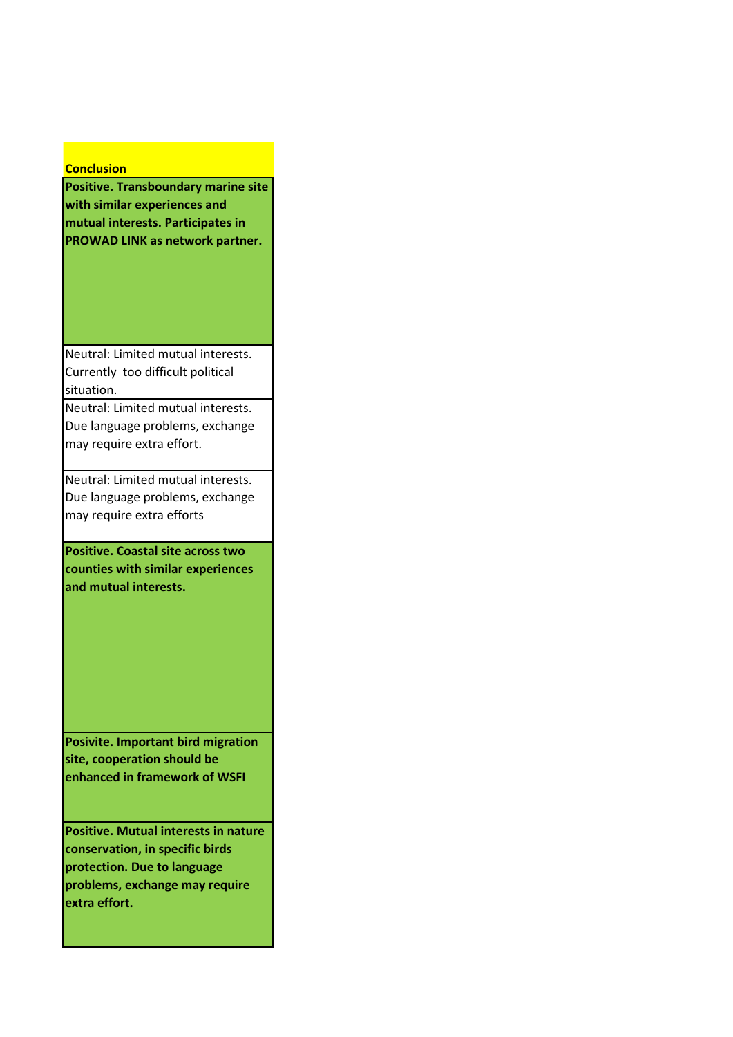| Conclusion |
| --- |
| **Positive. Transboundary marine site with similar experiences and mutual interests. Participates in PROWAD LINK as network partner.** |
| Neutral: Limited mutual interests. Currently too difficult political situation. |
| Neutral: Limited mutual interests. Due language problems, exchange may require extra effort. |
| Neutral: Limited mutual interests. Due language problems, exchange may require extra efforts |
| **Positive. Coastal site across two counties with similar experiences and mutual interests.** |
| **Posivite. Important bird migration site, cooperation should be enhanced in framework of WSFI** |
| **Positive. Mutual interests in nature conservation, in specific birds protection. Due to language problems, exchange may require extra effort.** |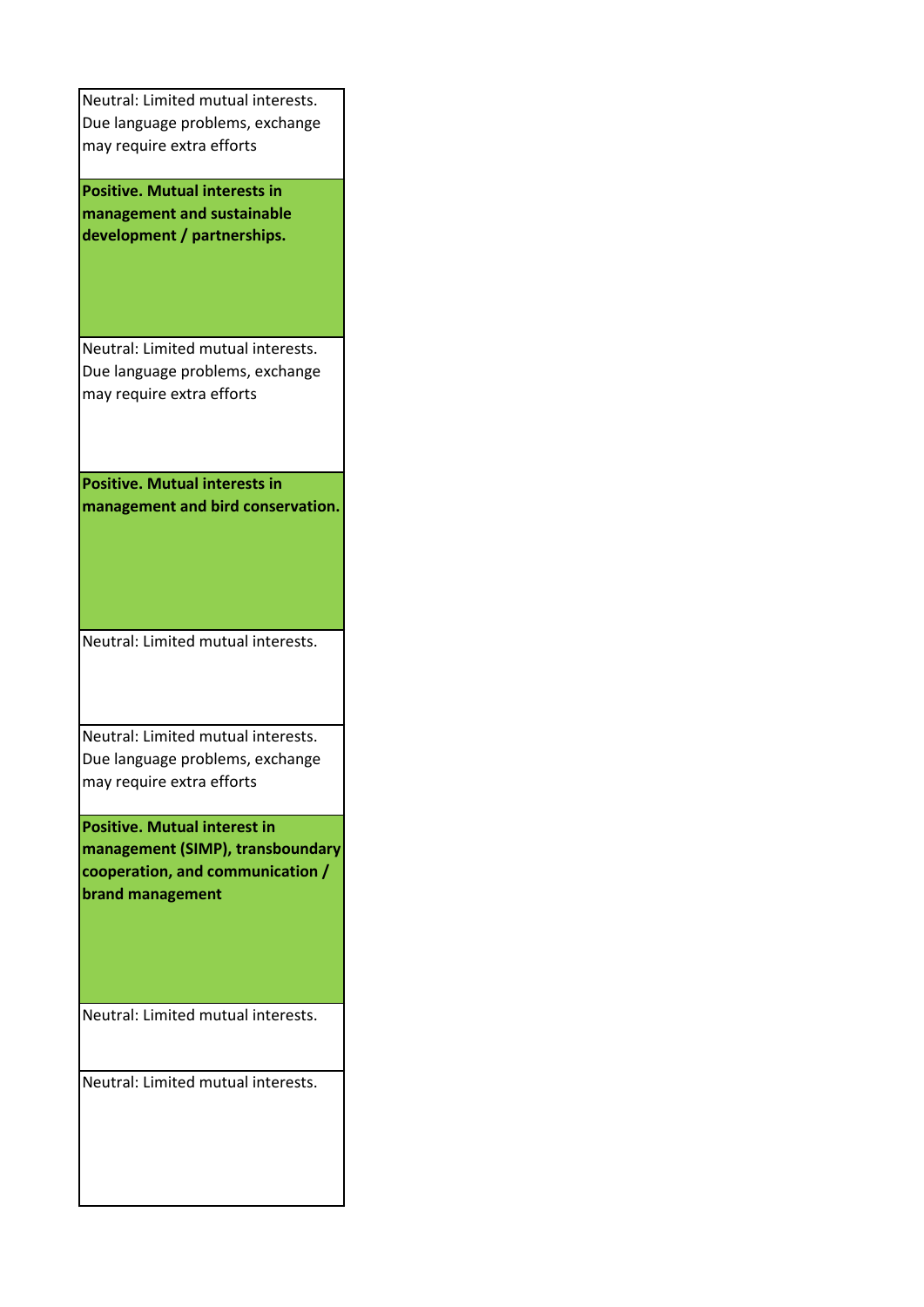| |
|---|
| Neutral: Limited mutual interests. Due language problems, exchange may require extra efforts |
| **Positive. Mutual interests in management and sustainable development / partnerships.** |
| Neutral: Limited mutual interests. Due language problems, exchange may require extra efforts |
| **Positive. Mutual interests in management and bird conservation.** |
| Neutral: Limited mutual interests. |
| Neutral: Limited mutual interests. Due language problems, exchange may require extra efforts |
| **Positive. Mutual interest in management (SIMP), transboundary cooperation, and communication / brand management** |
| Neutral: Limited mutual interests. |
| Neutral: Limited mutual interests. |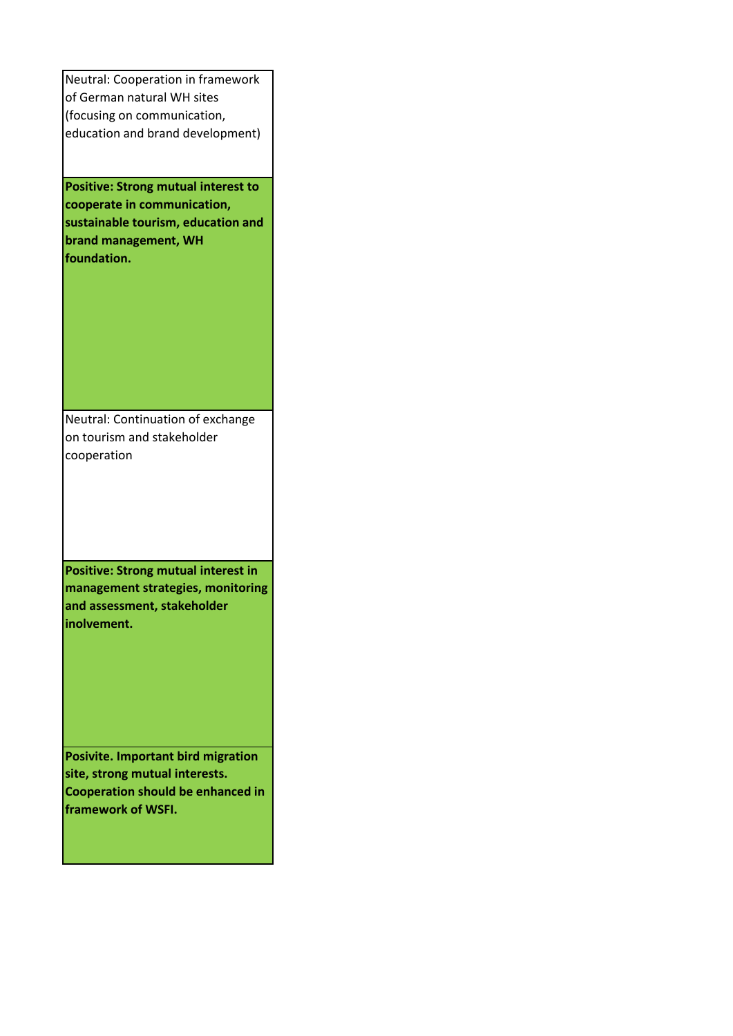| |
|---|
| Neutral: Cooperation in framework of German natural WH sites (focusing on communication, education and brand development) |
| **Positive: Strong mutual interest to cooperate in communication, sustainable tourism, education and brand management, WH foundation.** |
| Neutral: Continuation of exchange on tourism and stakeholder cooperation |
| **Positive: Strong mutual interest in management strategies, monitoring and assessment, stakeholder inolvement.** |
| **Posivite. Important bird migration site, strong mutual interests. Cooperation should be enhanced in framework of WSFI.** |